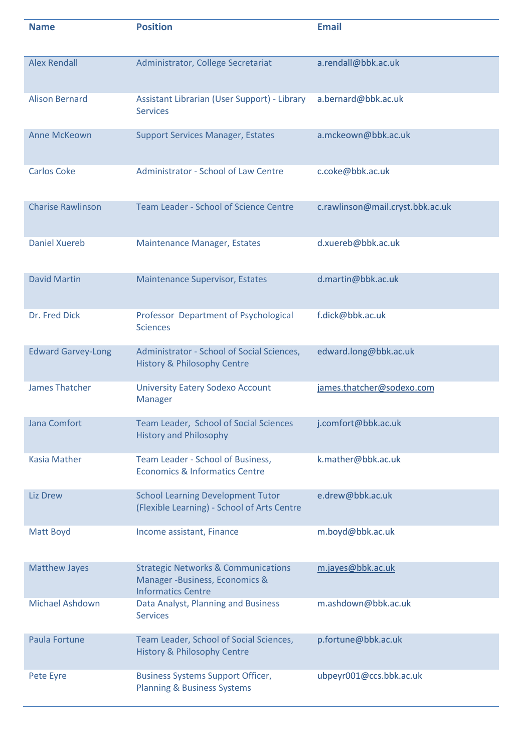| Name | Position | Email |
|---|---|---|
| Alex Rendall | Administrator, College Secretariat | a.rendall@bbk.ac.uk |
| Alison Bernard | Assistant Librarian (User Support) - Library Services | a.bernard@bbk.ac.uk |
| Anne McKeown | Support Services Manager, Estates | a.mckeown@bbk.ac.uk |
| Carlos Coke | Administrator - School of Law Centre | c.coke@bbk.ac.uk |
| Charise Rawlinson | Team Leader - School of Science Centre | c.rawlinson@mail.cryst.bbk.ac.uk |
| Daniel Xuereb | Maintenance Manager, Estates | d.xuereb@bbk.ac.uk |
| David Martin | Maintenance Supervisor, Estates | d.martin@bbk.ac.uk |
| Dr. Fred Dick | Professor Department of Psychological Sciences | f.dick@bbk.ac.uk |
| Edward Garvey-Long | Administrator - School of Social Sciences, History & Philosophy Centre | edward.long@bbk.ac.uk |
| James Thatcher | University Eatery Sodexo Account Manager | james.thatcher@sodexo.com |
| Jana Comfort | Team Leader, School of Social Sciences History and Philosophy | j.comfort@bbk.ac.uk |
| Kasia Mather | Team Leader - School of Business, Economics & Informatics Centre | k.mather@bbk.ac.uk |
| Liz Drew | School Learning Development Tutor (Flexible Learning) - School of Arts Centre | e.drew@bbk.ac.uk |
| Matt Boyd | Income assistant, Finance | m.boyd@bbk.ac.uk |
| Matthew Jayes | Strategic Networks & Communications Manager -Business, Economics & Informatics Centre | m.jayes@bbk.ac.uk |
| Michael Ashdown | Data Analyst, Planning and Business Services | m.ashdown@bbk.ac.uk |
| Paula Fortune | Team Leader, School of Social Sciences, History & Philosophy Centre | p.fortune@bbk.ac.uk |
| Pete Eyre | Business Systems Support Officer, Planning & Business Systems | ubpeyr001@ccs.bbk.ac.uk |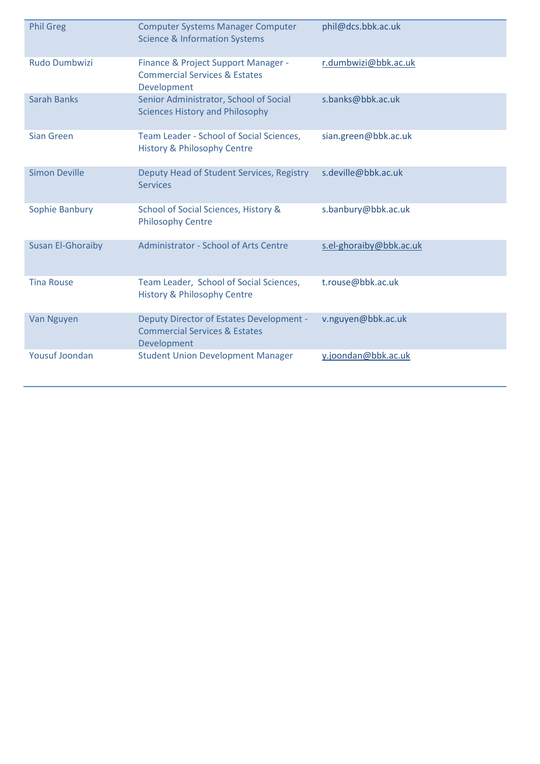| | | |
|---|---|---|
| Phil Greg | Computer Systems Manager Computer Science & Information Systems | phil@dcs.bbk.ac.uk |
| Rudo Dumbwizi | Finance & Project Support Manager - Commercial Services & Estates Development | r.dumbwizi@bbk.ac.uk |
| Sarah Banks | Senior Administrator, School of Social Sciences History and Philosophy | s.banks@bbk.ac.uk |
| Sian Green | Team Leader - School of Social Sciences, History & Philosophy Centre | sian.green@bbk.ac.uk |
| Simon Deville | Deputy Head of Student Services, Registry Services | s.deville@bbk.ac.uk |
| Sophie Banbury | School of Social Sciences, History & Philosophy Centre | s.banbury@bbk.ac.uk |
| Susan El-Ghoraiby | Administrator - School of Arts Centre | s.el-ghoraiby@bbk.ac.uk |
| Tina Rouse | Team Leader, School of Social Sciences, History & Philosophy Centre | t.rouse@bbk.ac.uk |
| Van Nguyen | Deputy Director of Estates Development - Commercial Services & Estates Development | v.nguyen@bbk.ac.uk |
| Yousuf Joondan | Student Union Development Manager | y.joondan@bbk.ac.uk |